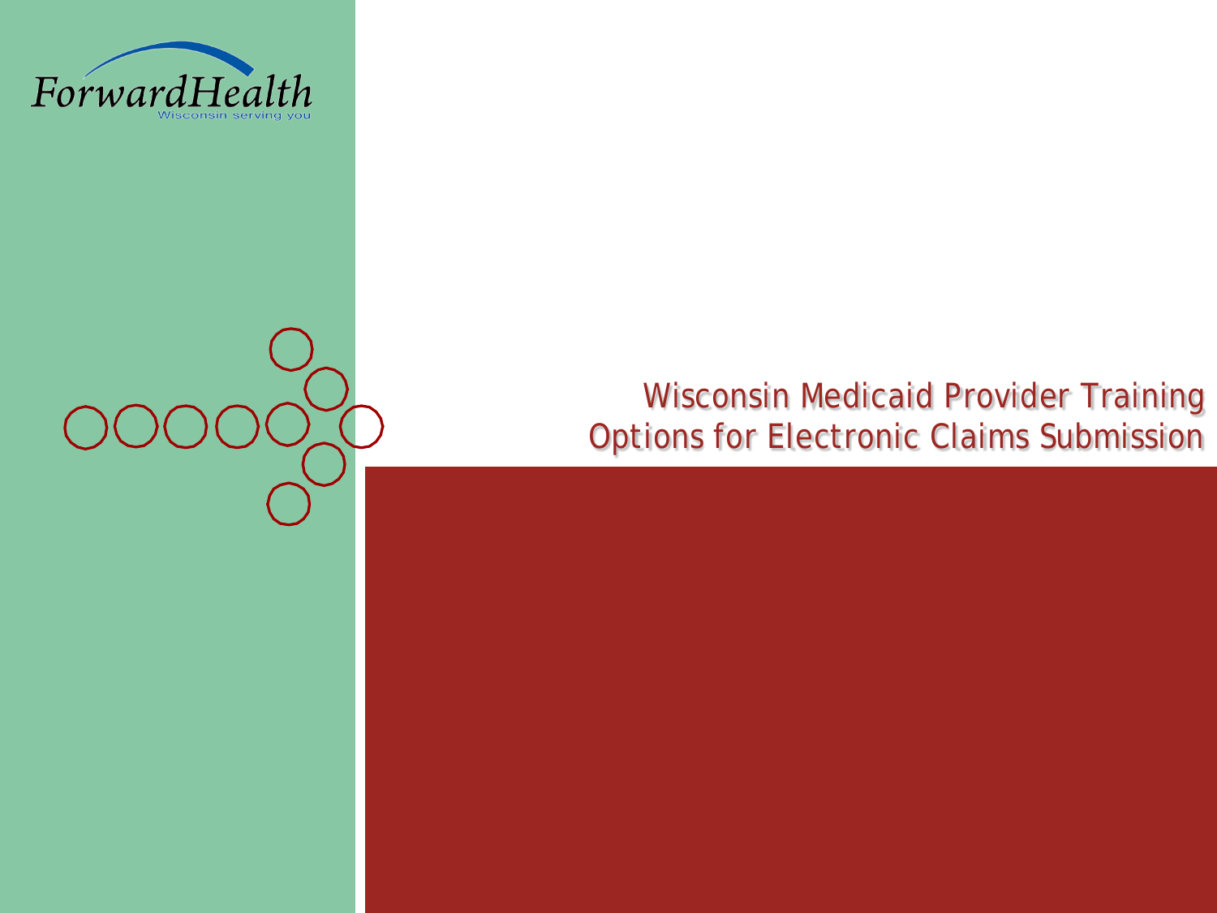ForwardHealth

Wisconsin serving you

# Wisconsin Medicaid Provider Training
## Options for Electronic Claims Submission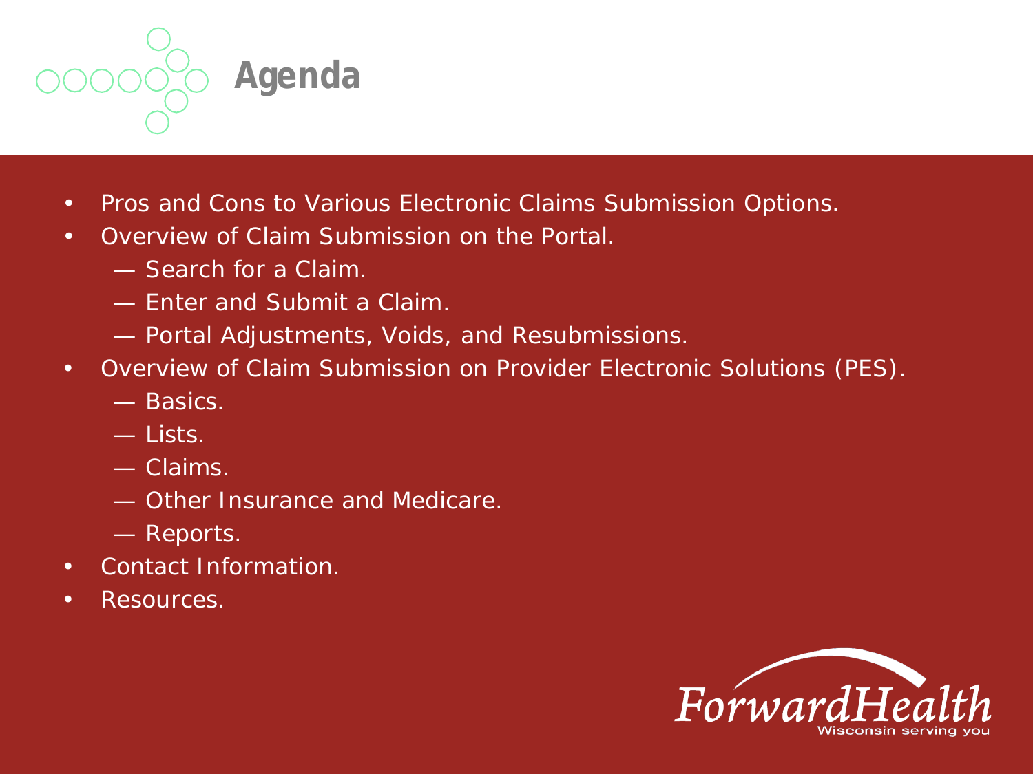# Agenda

- Pros and Cons to Various Electronic Claims Submission Options.
- Overview of Claim Submission on the Portal.
  - Search for a Claim.
  - Enter and Submit a Claim.
  - Portal Adjustments, Voids, and Resubmissions.
- Overview of Claim Submission on Provider Electronic Solutions (PES).
  - Basics.
  - Lists.
  - Claims.
  - Other Insurance and Medicare.
  - Reports.
- Contact Information.
- Resources.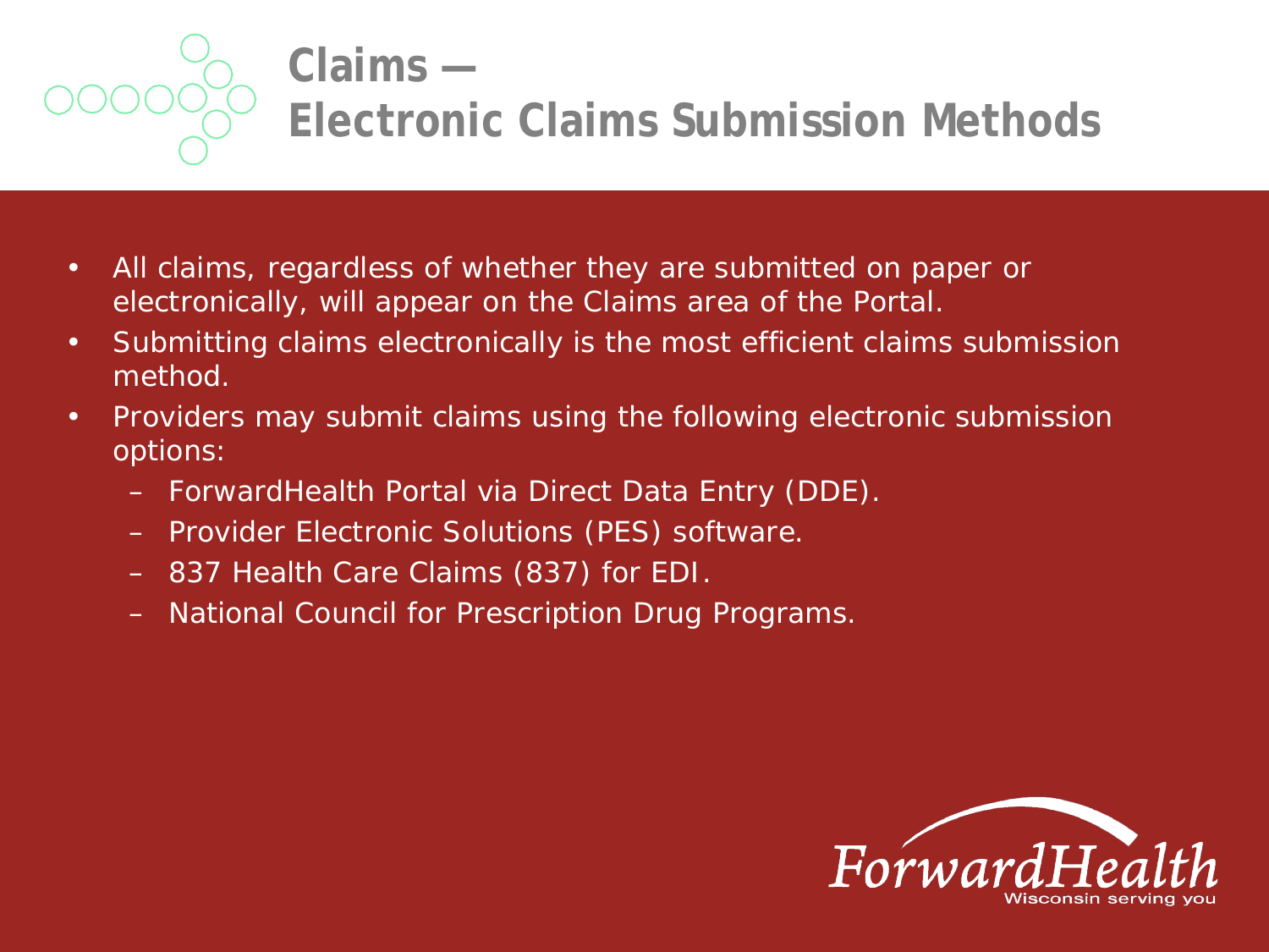# Claims — Electronic Claims Submission Methods

- All claims, regardless of whether they are submitted on paper or electronically, will appear on the Claims area of the Portal.
- Submitting claims electronically is the most efficient claims submission method.
- Providers may submit claims using the following electronic submission options:
  - ForwardHealth Portal via Direct Data Entry (DDE).
  - Provider Electronic Solutions (PES) software.
  - 837 Health Care Claims (837) for EDI.
  - National Council for Prescription Drug Programs.

ForwardHealth
Wisconsin serving you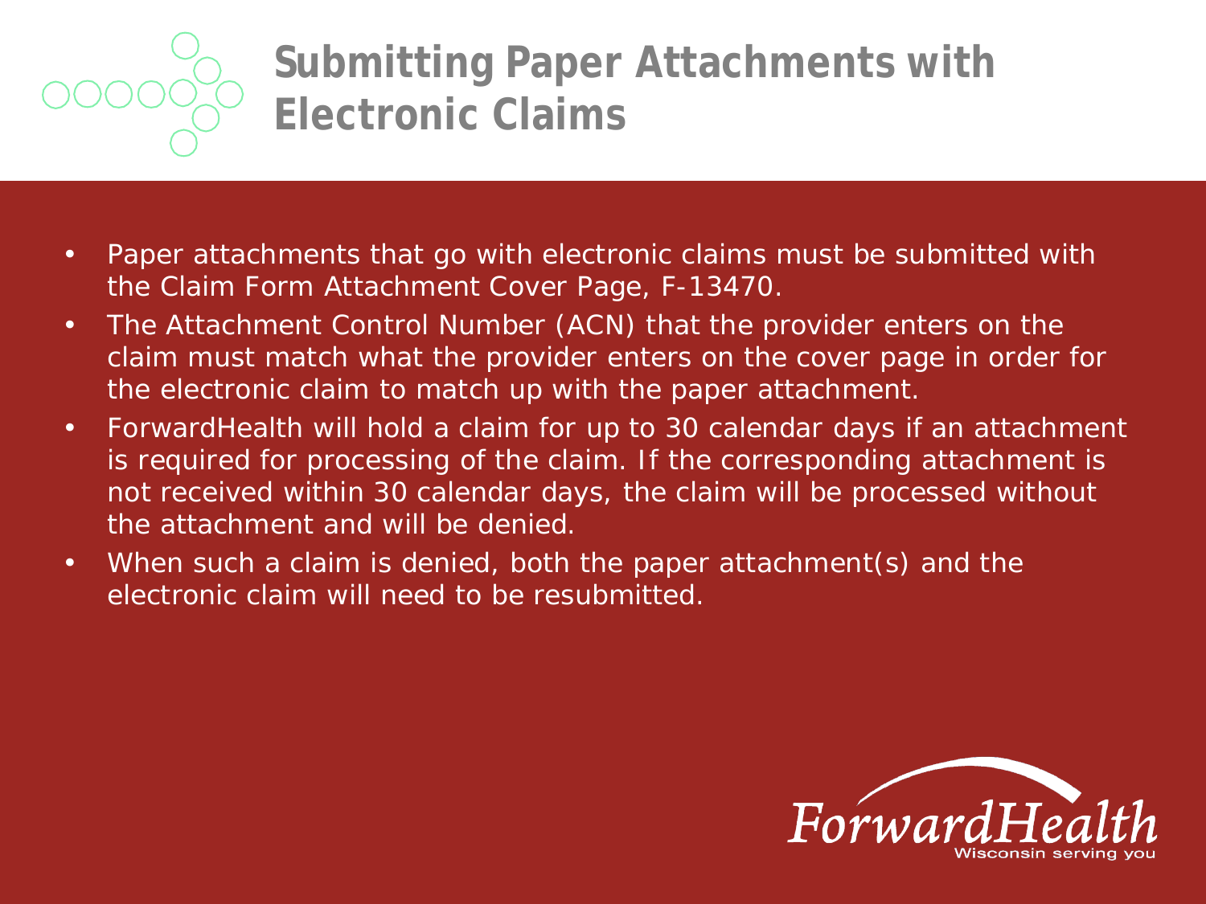# Submitting Paper Attachments with Electronic Claims

- Paper attachments that go with electronic claims must be submitted with the Claim Form Attachment Cover Page, F-13470.
- The Attachment Control Number (ACN) that the provider enters on the claim must match what the provider enters on the cover page in order for the electronic claim to match up with the paper attachment.
- ForwardHealth will hold a claim for up to 30 calendar days if an attachment is required for processing of the claim. If the corresponding attachment is not received within 30 calendar days, the claim will be processed without the attachment and will be denied.
- When such a claim is denied, both the paper attachment(s) and the electronic claim will need to be resubmitted.

ForwardHealth
Wisconsin serving you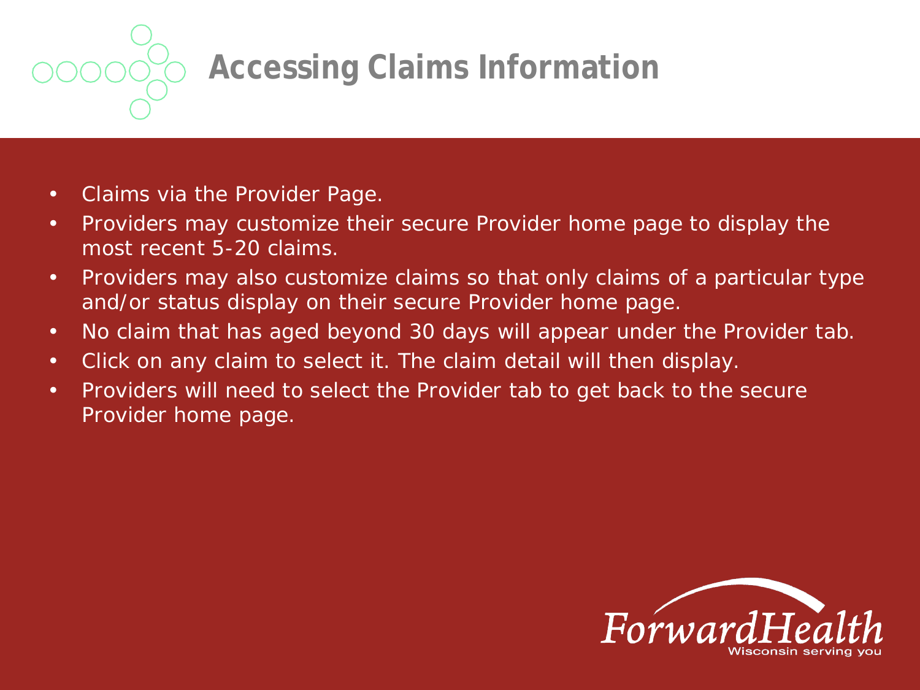# Accessing Claims Information

- Claims via the Provider Page.
- Providers may customize their secure Provider home page to display the most recent 5-20 claims.
- Providers may also customize claims so that only claims of a particular type and/or status display on their secure Provider home page.
- No claim that has aged beyond 30 days will appear under the Provider tab.
- Click on any claim to select it. The claim detail will then display.
- Providers will need to select the Provider tab to get back to the secure Provider home page.

ForwardHealth
Wisconsin serving you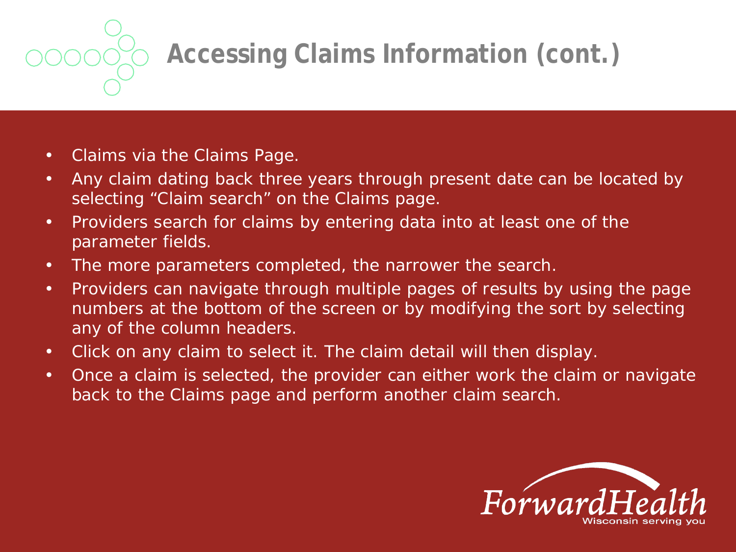# Accessing Claims Information (cont.)

- Claims via the Claims Page.
- Any claim dating back three years through present date can be located by selecting "Claim search" on the Claims page.
- Providers search for claims by entering data into at least one of the parameter fields.
- The more parameters completed, the narrower the search.
- Providers can navigate through multiple pages of results by using the page numbers at the bottom of the screen or by modifying the sort by selecting any of the column headers.
- Click on any claim to select it. The claim detail will then display.
- Once a claim is selected, the provider can either work the claim or navigate back to the Claims page and perform another claim search.

ForwardHealth
Wisconsin serving you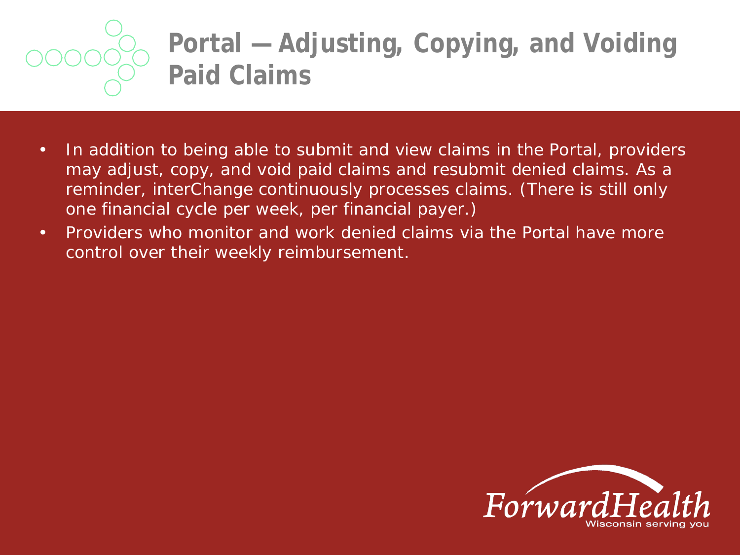# Portal — Adjusting, Copying, and Voiding Paid Claims

- In addition to being able to submit and view claims in the Portal, providers may adjust, copy, and void paid claims and resubmit denied claims. As a reminder, interChange continuously processes claims. (There is still only one financial cycle per week, per financial payer.)
- Providers who monitor and work denied claims via the Portal have more control over their weekly reimbursement.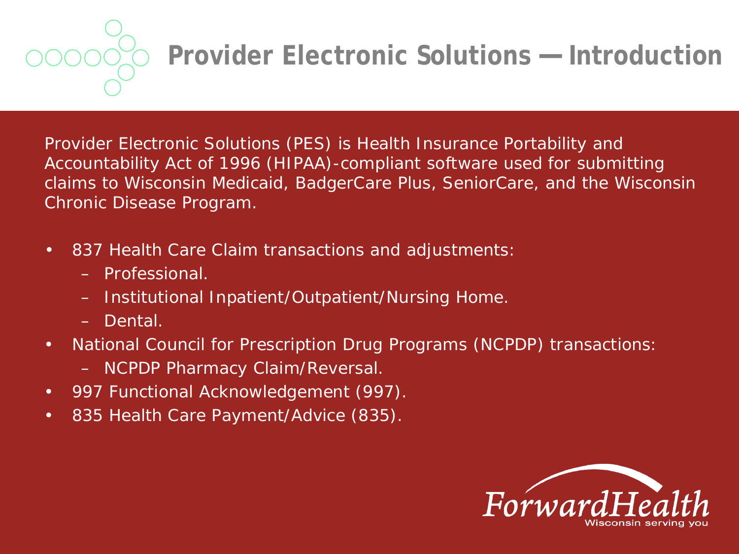# Provider Electronic Solutions — Introduction

Provider Electronic Solutions (PES) is Health Insurance Portability and Accountability Act of 1996 (HIPAA)-compliant software used for submitting claims to Wisconsin Medicaid, BadgerCare Plus, SeniorCare, and the Wisconsin Chronic Disease Program.

- 837 Health Care Claim transactions and adjustments:
  - Professional.
  - Institutional Inpatient/Outpatient/Nursing Home.
  - Dental.
- National Council for Prescription Drug Programs (NCPDP) transactions:
  - NCPDP Pharmacy Claim/Reversal.
- 997 Functional Acknowledgement (997).
- 835 Health Care Payment/Advice (835).

ForwardHealth
Wisconsin serving you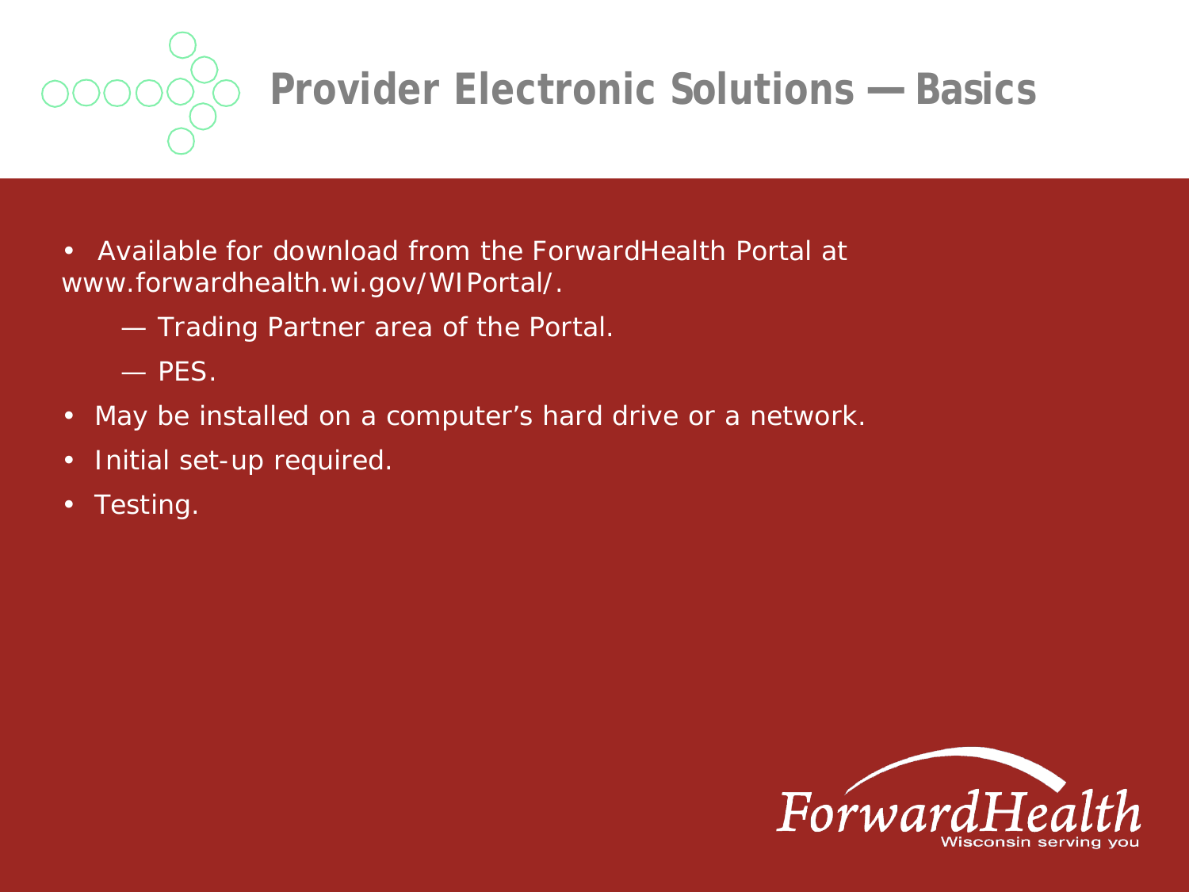# Provider Electronic Solutions — Basics

- Available for download from the ForwardHealth Portal at www.forwardhealth.wi.gov/WIPortal/.
  - — Trading Partner area of the Portal.
  - — PES.
- May be installed on a computer's hard drive or a network.
- Initial set-up required.
- Testing.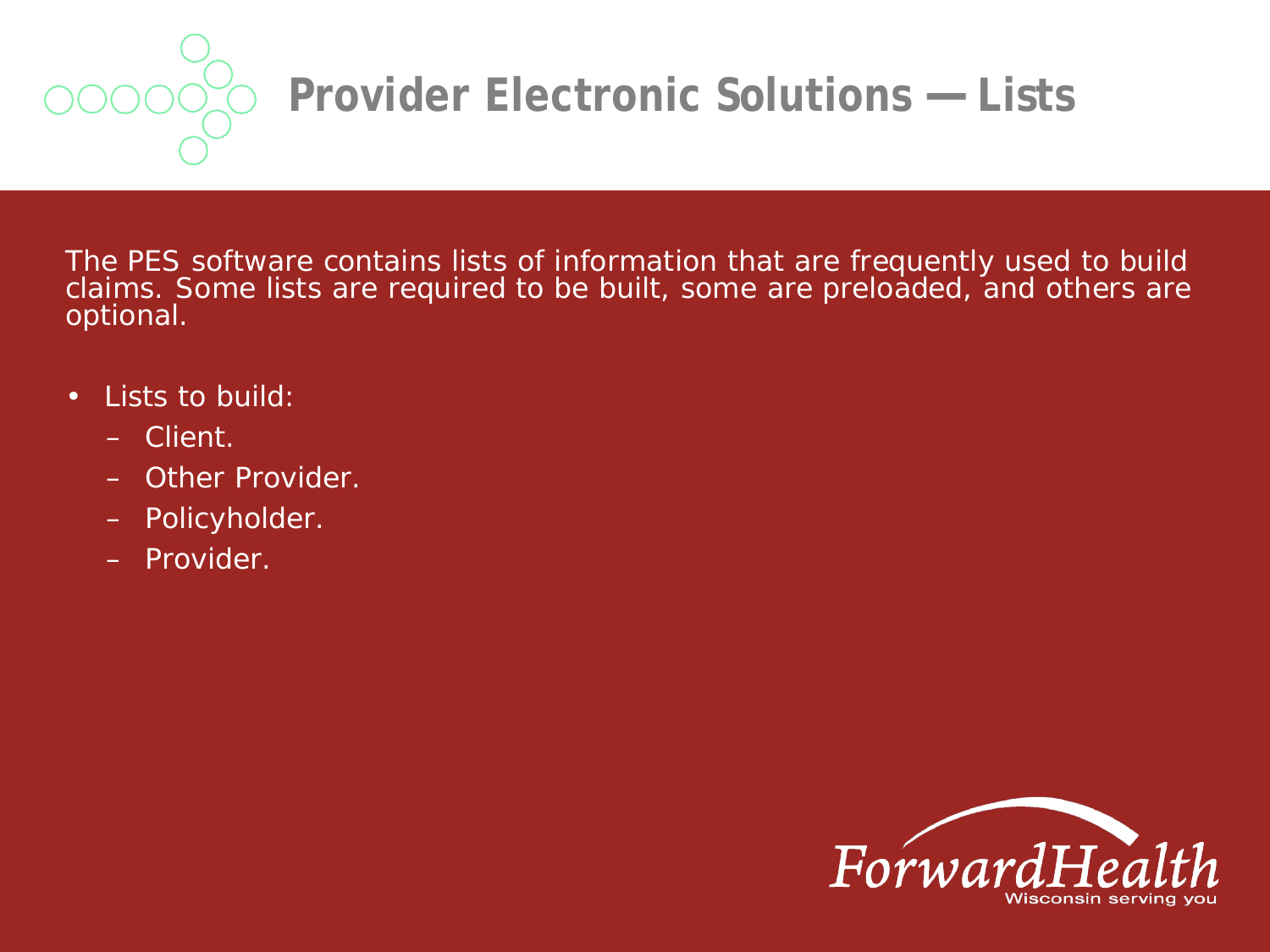# Provider Electronic Solutions — Lists

The PES software contains lists of information that are frequently used to build claims. Some lists are required to be built, some are preloaded, and others are optional.

- Lists to build:
  - Client.
  - Other Provider.
  - Policyholder.
  - Provider.

ForwardHealth
Wisconsin serving you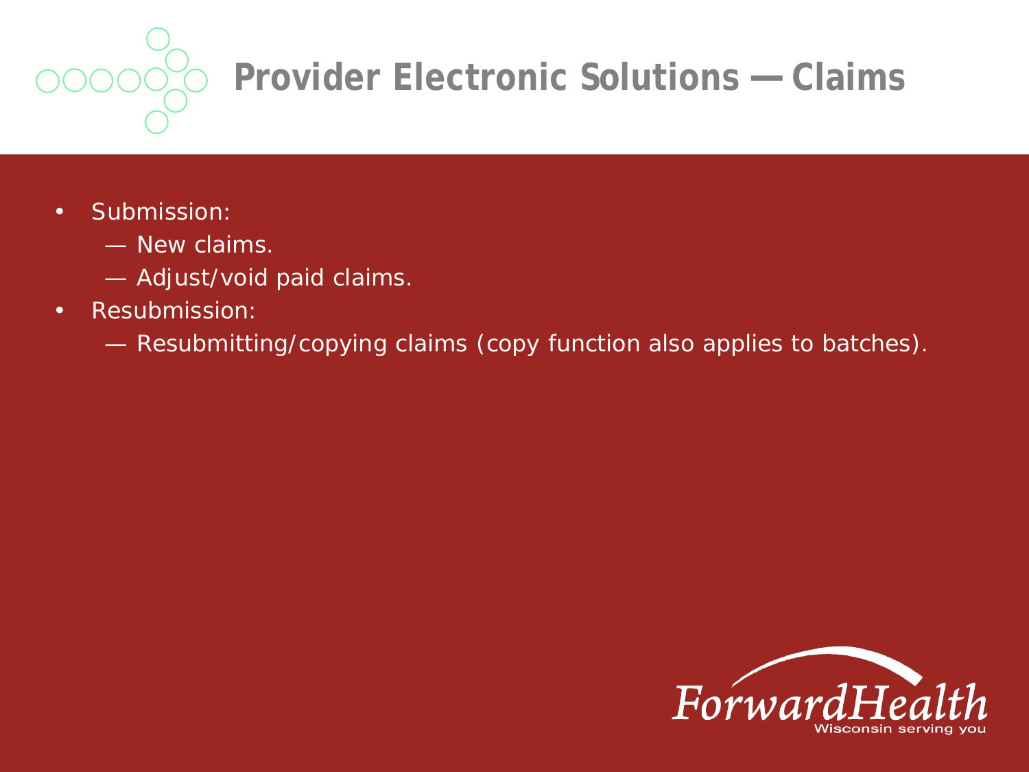# Provider Electronic Solutions — Claims

- Submission:
  - — New claims.
  - — Adjust/void paid claims.
- Resubmission:
  - — Resubmitting/copying claims (copy function also applies to batches).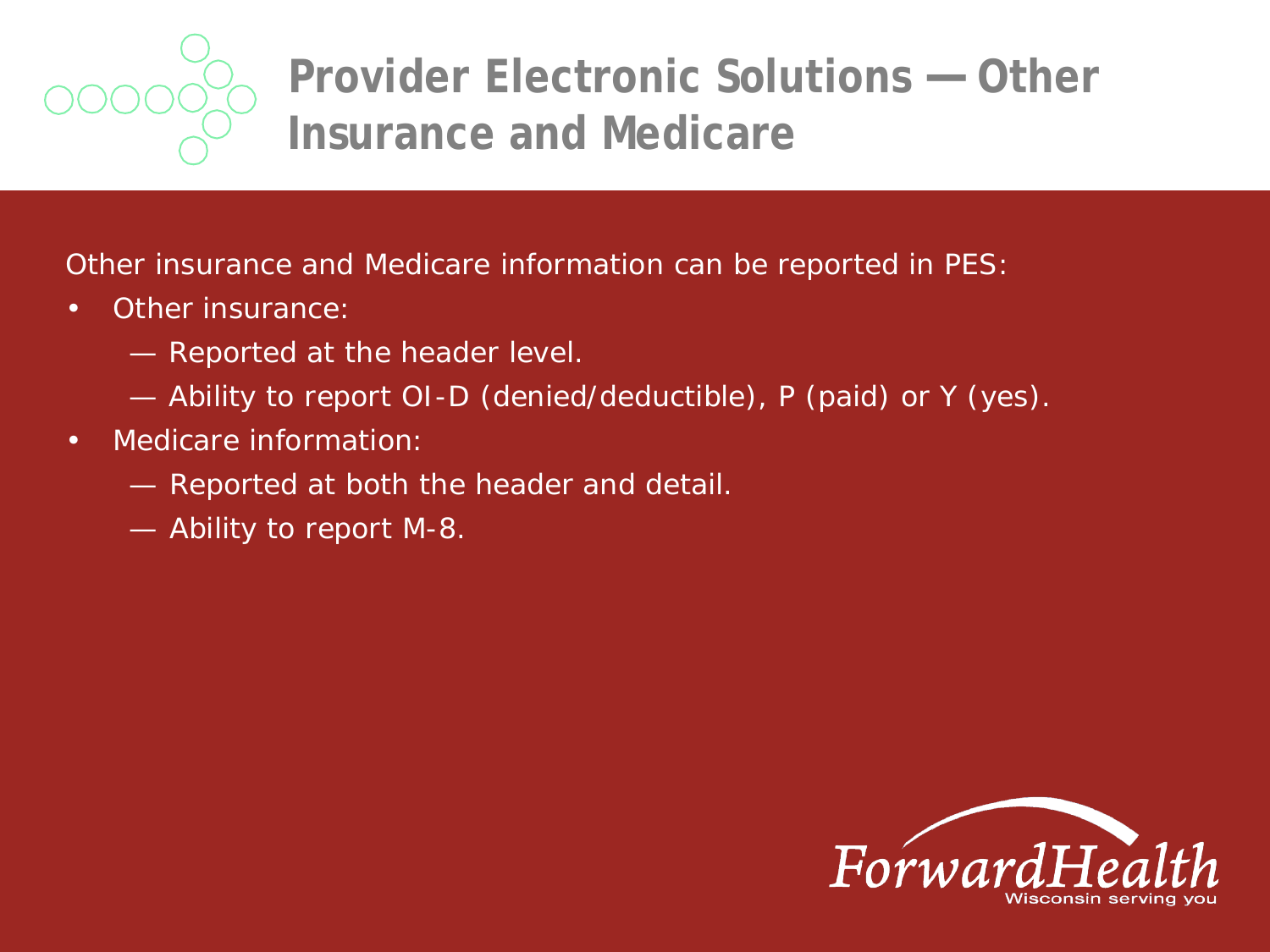# Provider Electronic Solutions — Other Insurance and Medicare

Other insurance and Medicare information can be reported in PES:

- Other insurance:
  - Reported at the header level.
  - Ability to report OI-D (denied/deductible), P (paid) or Y (yes).
- Medicare information:
  - Reported at both the header and detail.
  - Ability to report M-8.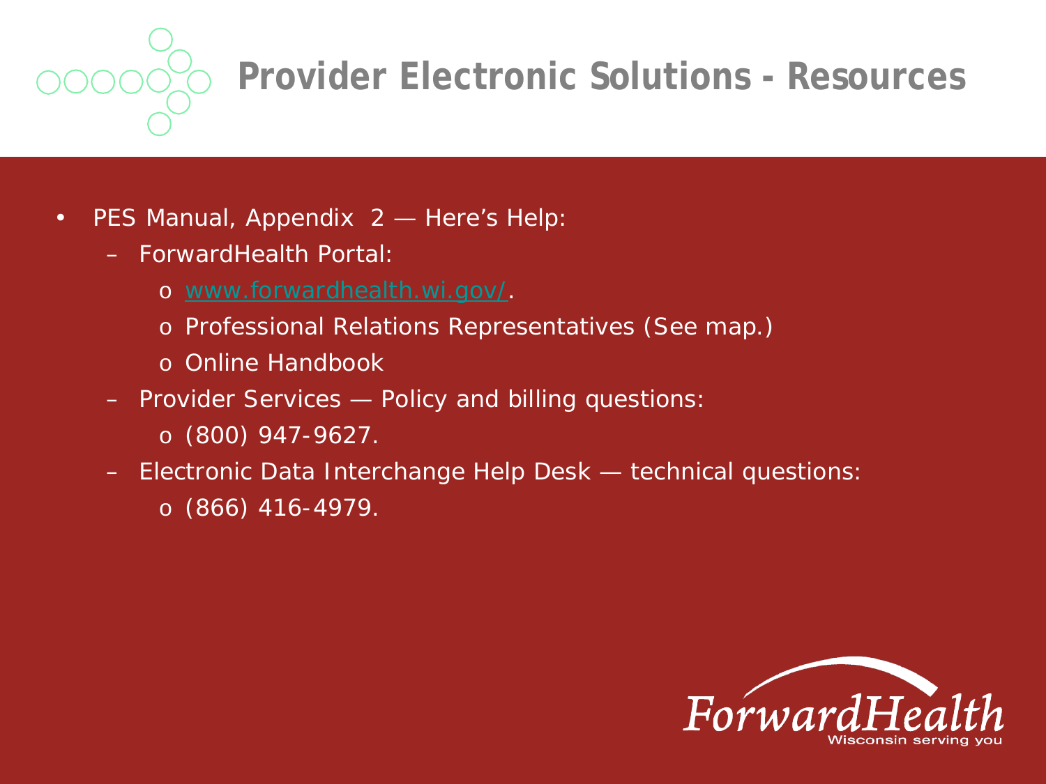# Provider Electronic Solutions - Resources

- PES Manual, Appendix 2 — Here's Help:
  - ForwardHealth Portal:
    - www.forwardhealth.wi.gov/.
    - Professional Relations Representatives (See map.)
    - Online Handbook
  - Provider Services — Policy and billing questions:
    - (800) 947-9627.
  - Electronic Data Interchange Help Desk — technical questions:
    - (866) 416-4979.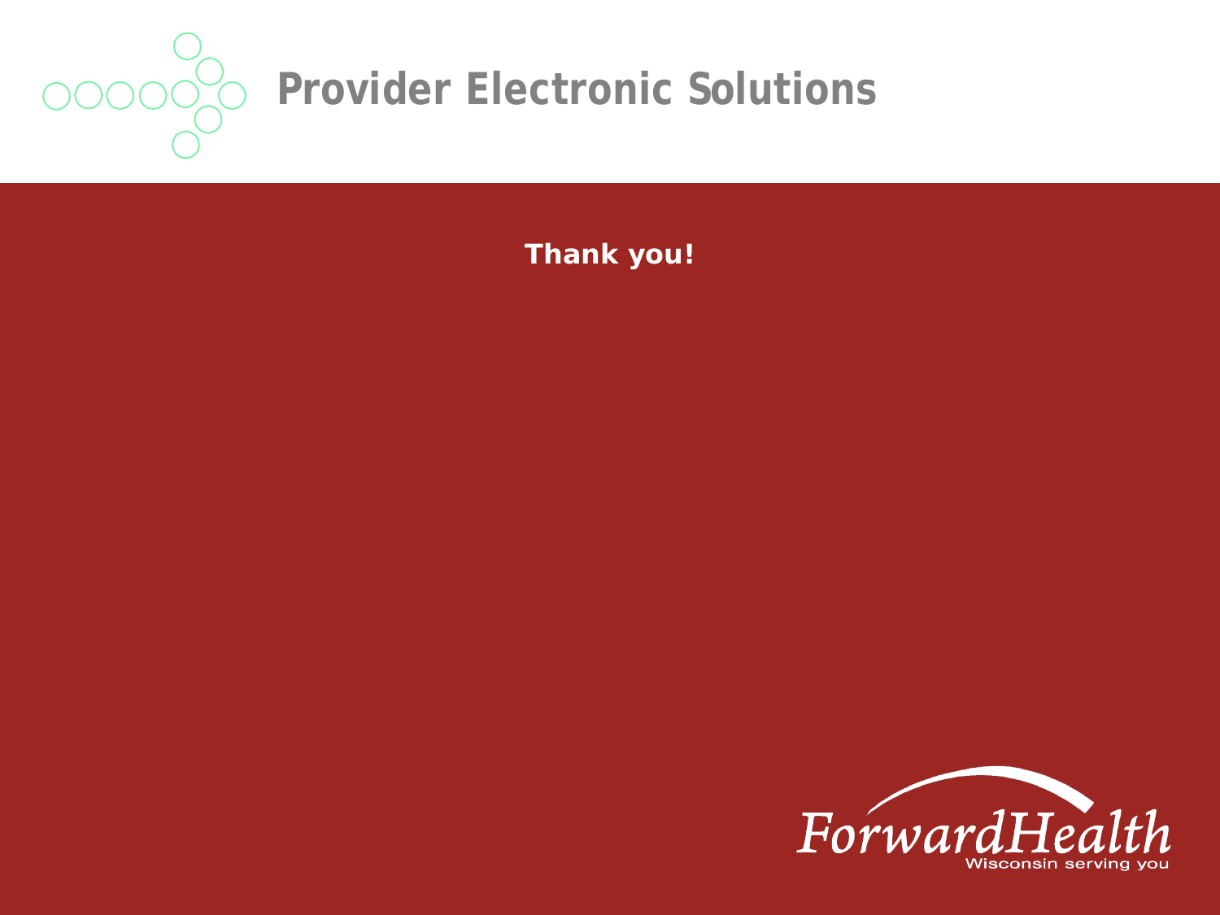# Provider Electronic Solutions

**Thank you!**

ForwardHealth
Wisconsin serving you